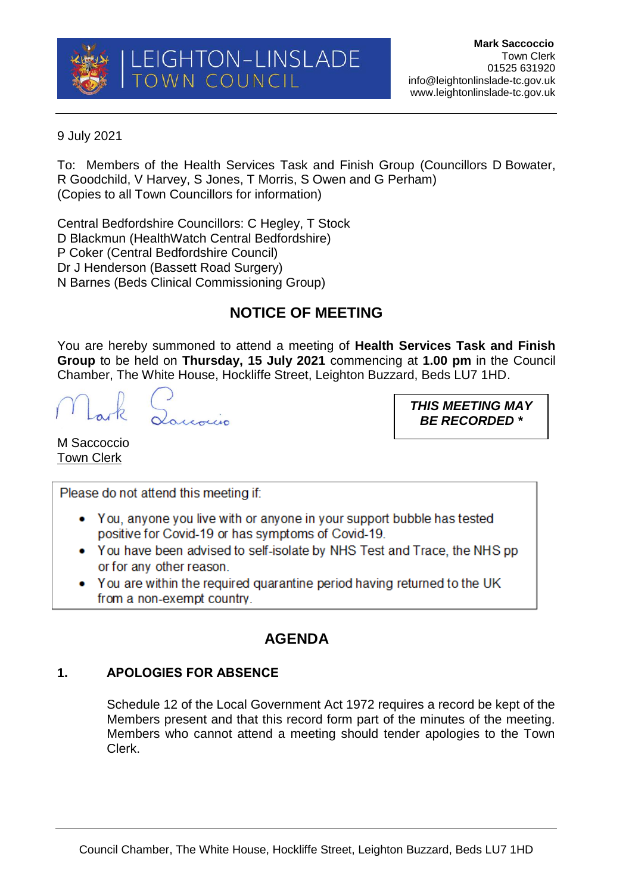LEIGHTON-LINSLADE TOWN COUNCIL

**Mark Saccoccio**
Town Clerk
01525 631920
info@leightonlinslade-tc.gov.uk
www.leightonlinslade-tc.gov.uk

9 July 2021

To: Members of the Health Services Task and Finish Group (Councillors D Bowater, R Goodchild, V Harvey, S Jones, T Morris, S Owen and G Perham)
(Copies to all Town Councillors for information)

Central Bedfordshire Councillors: C Hegley, T Stock
D Blackmun (HealthWatch Central Bedfordshire)
P Coker (Central Bedfordshire Council)
Dr J Henderson (Bassett Road Surgery)
N Barnes (Beds Clinical Commissioning Group)

## NOTICE OF MEETING

You are hereby summoned to attend a meeting of **Health Services Task and Finish Group** to be held on **Thursday, 15 July 2021** commencing at **1.00 pm** in the Council Chamber, The White House, Hockliffe Street, Leighton Buzzard, Beds LU7 1HD.

***THIS MEETING MAY BE RECORDED \****

M Saccoccio
Town Clerk

Please do not attend this meeting if:

- You, anyone you live with or anyone in your support bubble has tested positive for Covid-19 or has symptoms of Covid-19.
- You have been advised to self-isolate by NHS Test and Trace, the NHS pp or for any other reason.
- You are within the required quarantine period having returned to the UK from a non-exempt country.

## AGENDA

### 1. APOLOGIES FOR ABSENCE

Schedule 12 of the Local Government Act 1972 requires a record be kept of the Members present and that this record form part of the minutes of the meeting. Members who cannot attend a meeting should tender apologies to the Town Clerk.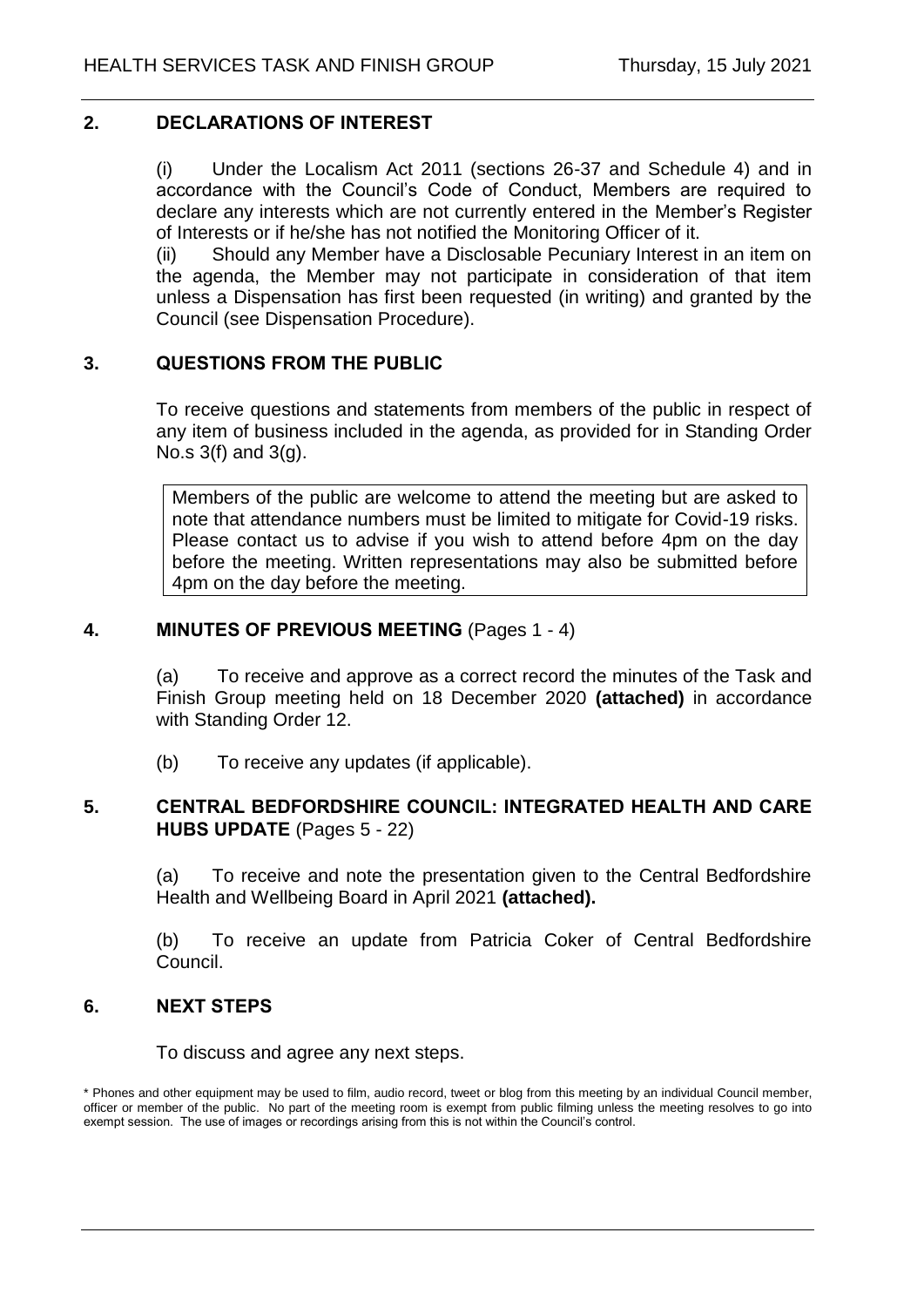## 2. DECLARATIONS OF INTEREST

(i) Under the Localism Act 2011 (sections 26-37 and Schedule 4) and in accordance with the Council's Code of Conduct, Members are required to declare any interests which are not currently entered in the Member's Register of Interests or if he/she has not notified the Monitoring Officer of it.

(ii) Should any Member have a Disclosable Pecuniary Interest in an item on the agenda, the Member may not participate in consideration of that item unless a Dispensation has first been requested (in writing) and granted by the Council (see Dispensation Procedure).

## 3. QUESTIONS FROM THE PUBLIC

To receive questions and statements from members of the public in respect of any item of business included in the agenda, as provided for in Standing Order No.s 3(f) and 3(g).

> Members of the public are welcome to attend the meeting but are asked to note that attendance numbers must be limited to mitigate for Covid-19 risks. Please contact us to advise if you wish to attend before 4pm on the day before the meeting. Written representations may also be submitted before 4pm on the day before the meeting.

## 4. MINUTES OF PREVIOUS MEETING (Pages 1 - 4)

(a) To receive and approve as a correct record the minutes of the Task and Finish Group meeting held on 18 December 2020 **(attached)** in accordance with Standing Order 12.

(b) To receive any updates (if applicable).

## 5. CENTRAL BEDFORDSHIRE COUNCIL: INTEGRATED HEALTH AND CARE HUBS UPDATE (Pages 5 - 22)

(a) To receive and note the presentation given to the Central Bedfordshire Health and Wellbeing Board in April 2021 **(attached).**

(b) To receive an update from Patricia Coker of Central Bedfordshire Council.

## 6. NEXT STEPS

To discuss and agree any next steps.

\* Phones and other equipment may be used to film, audio record, tweet or blog from this meeting by an individual Council member, officer or member of the public. No part of the meeting room is exempt from public filming unless the meeting resolves to go into exempt session. The use of images or recordings arising from this is not within the Council's control.